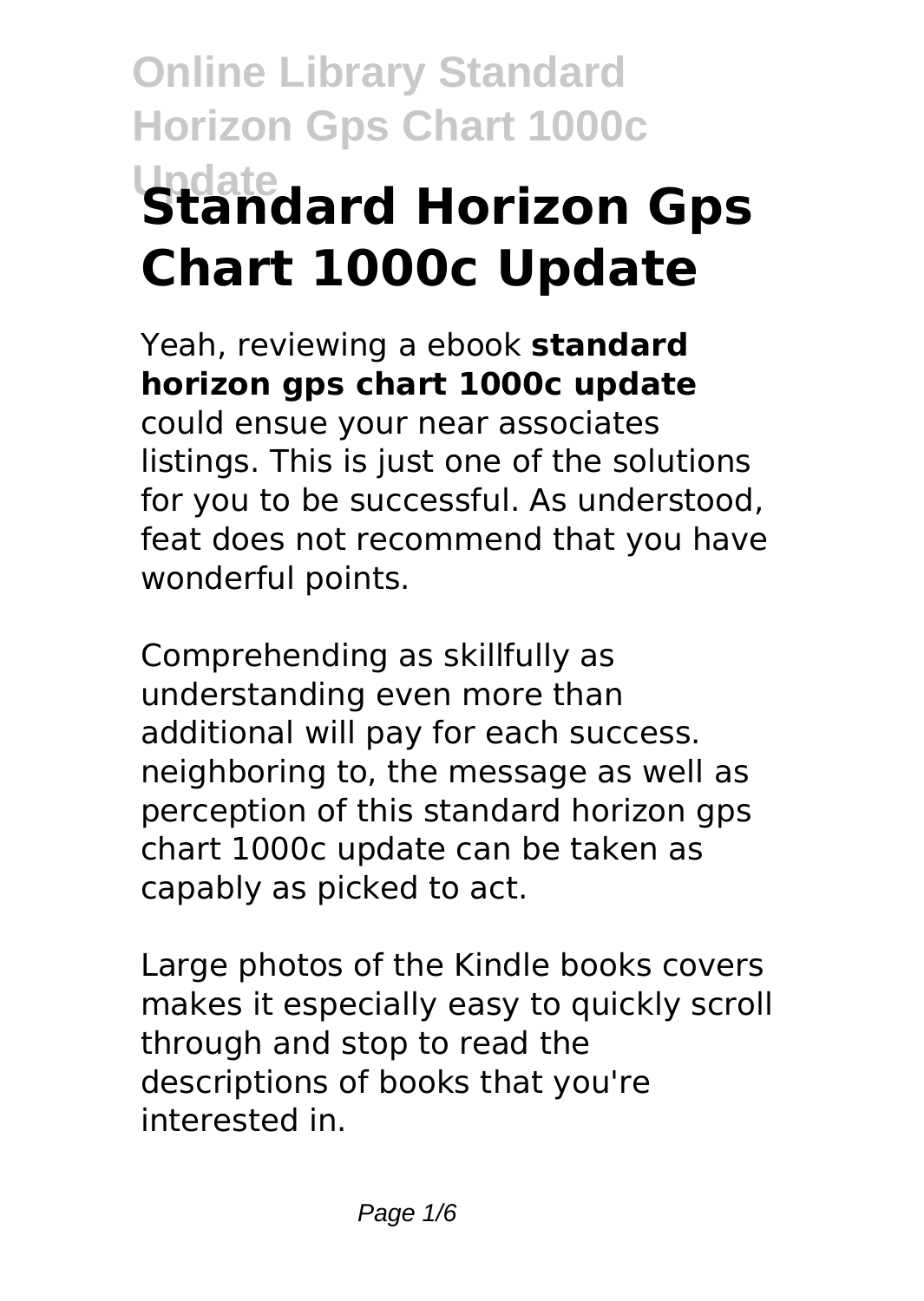# Standard Horizon Gps Chart 1000c Update

Yeah, reviewing a ebook **standard horizon gps chart 1000c update** could ensue your near associates listings. This is just one of the solutions for you to be successful. As understood, feat does not recommend that you have wonderful points.

Comprehending as skillfully as understanding even more than additional will pay for each success. neighboring to, the message as well as perception of this standard horizon gps chart 1000c update can be taken as capably as picked to act.

Large photos of the Kindle books covers makes it especially easy to quickly scroll through and stop to read the descriptions of books that you're interested in.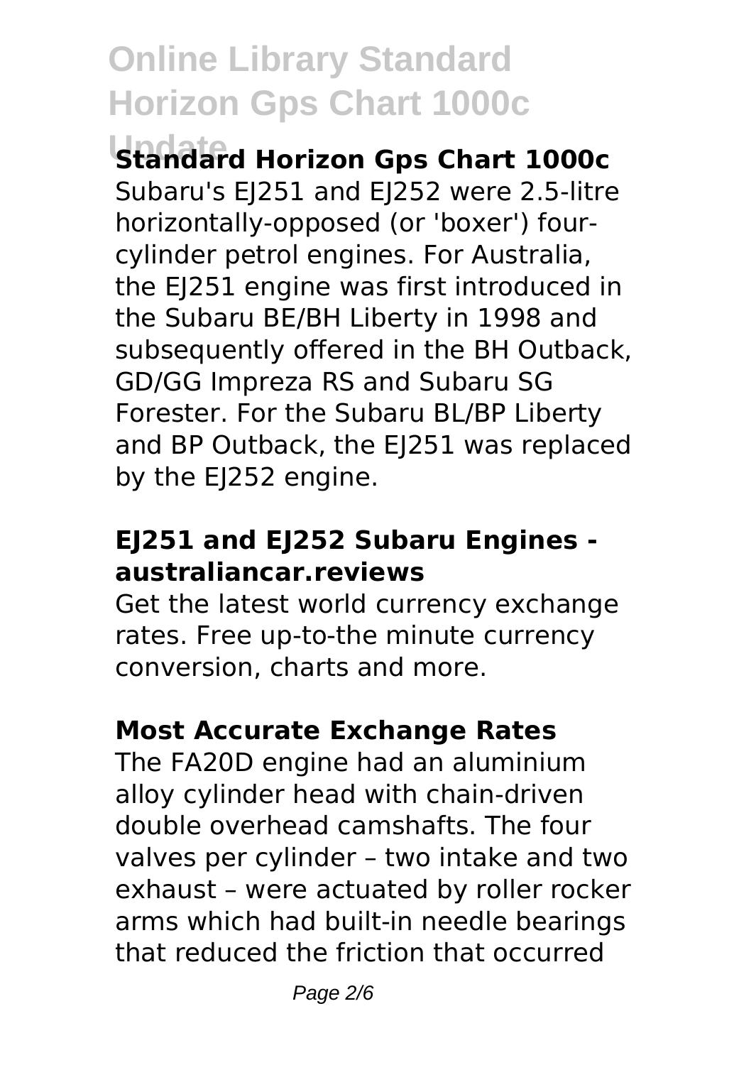## Standard Horizon Gps Chart 1000c

Subaru's EJ251 and EJ252 were 2.5-litre horizontally-opposed (or 'boxer') four-cylinder petrol engines. For Australia, the EJ251 engine was first introduced in the Subaru BE/BH Liberty in 1998 and subsequently offered in the BH Outback, GD/GG Impreza RS and Subaru SG Forester. For the Subaru BL/BP Liberty and BP Outback, the EJ251 was replaced by the EJ252 engine.

**EJ251 and EJ252 Subaru Engines - australiancar.reviews**

Get the latest world currency exchange rates. Free up-to-the minute currency conversion, charts and more.

**Most Accurate Exchange Rates**

The FA20D engine had an aluminium alloy cylinder head with chain-driven double overhead camshafts. The four valves per cylinder – two intake and two exhaust – were actuated by roller rocker arms which had built-in needle bearings that reduced the friction that occurred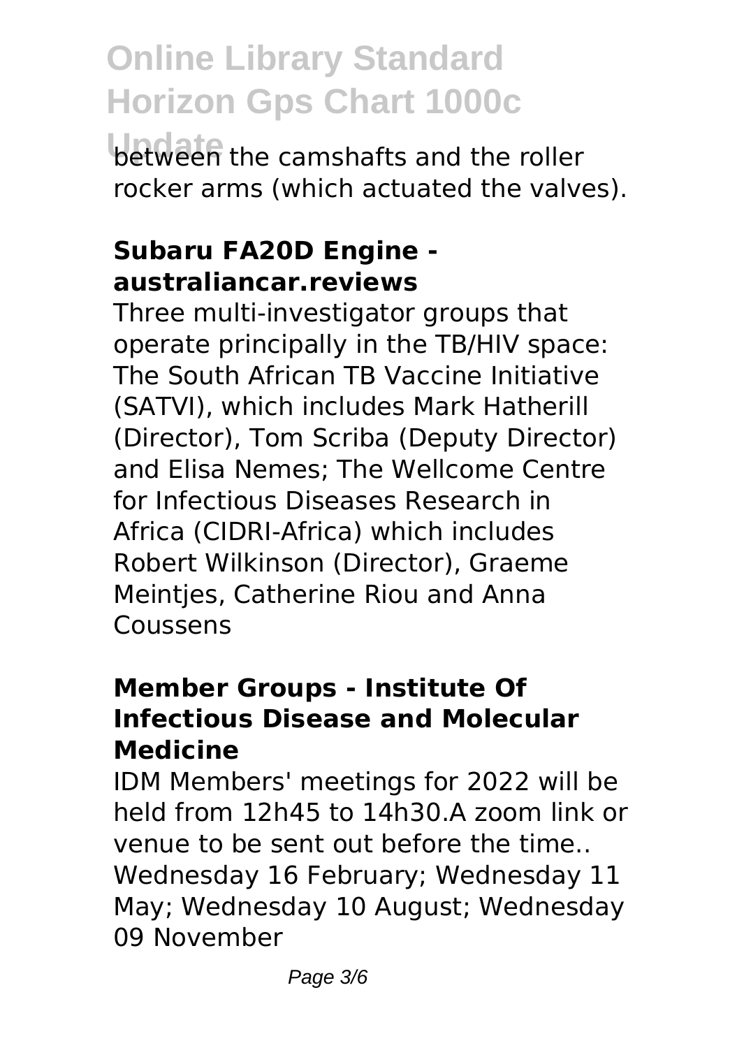between the camshafts and the roller rocker arms (which actuated the valves).

### **Subaru FA20D Engine - australiancar.reviews**

Three multi-investigator groups that operate principally in the TB/HIV space: The South African TB Vaccine Initiative (SATVI), which includes Mark Hatherill (Director), Tom Scriba (Deputy Director) and Elisa Nemes; The Wellcome Centre for Infectious Diseases Research in Africa (CIDRI-Africa) which includes Robert Wilkinson (Director), Graeme Meintjes, Catherine Riou and Anna Coussens

### **Member Groups - Institute Of Infectious Disease and Molecular Medicine**

IDM Members' meetings for 2022 will be held from 12h45 to 14h30.A zoom link or venue to be sent out before the time.. Wednesday 16 February; Wednesday 11 May; Wednesday 10 August; Wednesday 09 November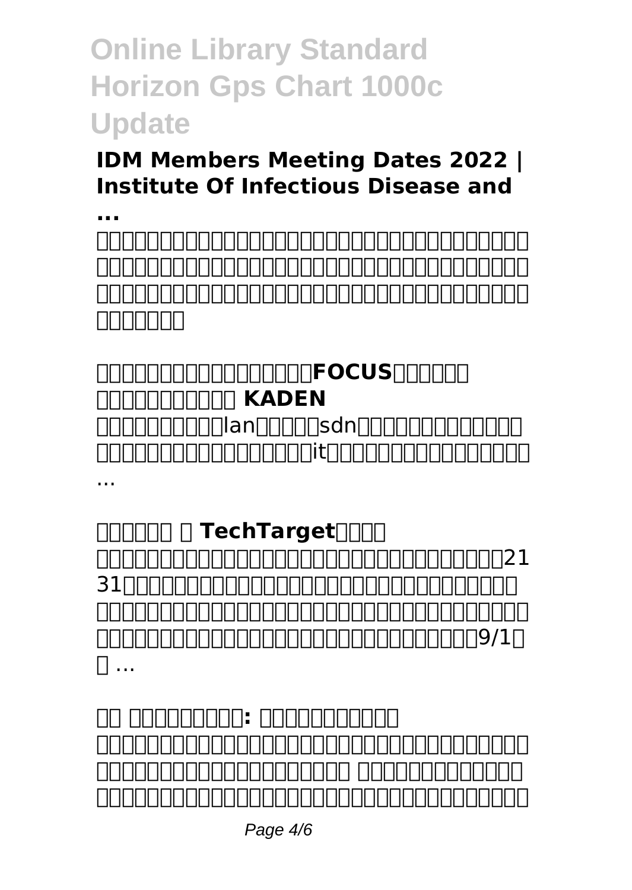## IDM Members Meeting Dates 2022 | Institute Of Infectious Disease and ...

□□□□□□□□□□□□□□□□□□□□□□□□□□□□□□□□□□□□□□□□□□□□□□□□□□□□□□□□□□□□□□□□□□□□□□□□□□□□□□□□□□□□□□□□□□□□□□□□□□

## □□□□□□□□□□□□□□□□□□FOCUS□□□□□□ □□□□□□□□□□ KADEN

□□□□□□□□□□lan□□□□□sdn□□□□□□□□□□□□□□□□□□□□□□□□□□□□□□□□□□□it□□□□□□□□□□□□□□□□ ...

## □□□□□□ □ TechTarget□□□□

□□□□□□□□□□□□□□□□□□□□□□□□□□□□□□□□□□21 31□□□□□□□□□□□□□□□□□□□□□□□□□□□□□□□□□□□□□□□□□□□□□□□□□□□□□□□□□□□□□□□□□□□□□□□□□□□□□□□□□□□□□□□□□□□9/1□ □ ...

## □□ □□□□□□□□□: □□□□□□□□□□□

□□□□□□□□□□□□□□□□□□□□□□□□□□□□□□□□□□□□□□□□□□□□□□□□□□□□□□□□ □□□□□□□□□□□□□□□□□□□□□□□□□□□□□□□□□□□□□□□□□□□□□□□□□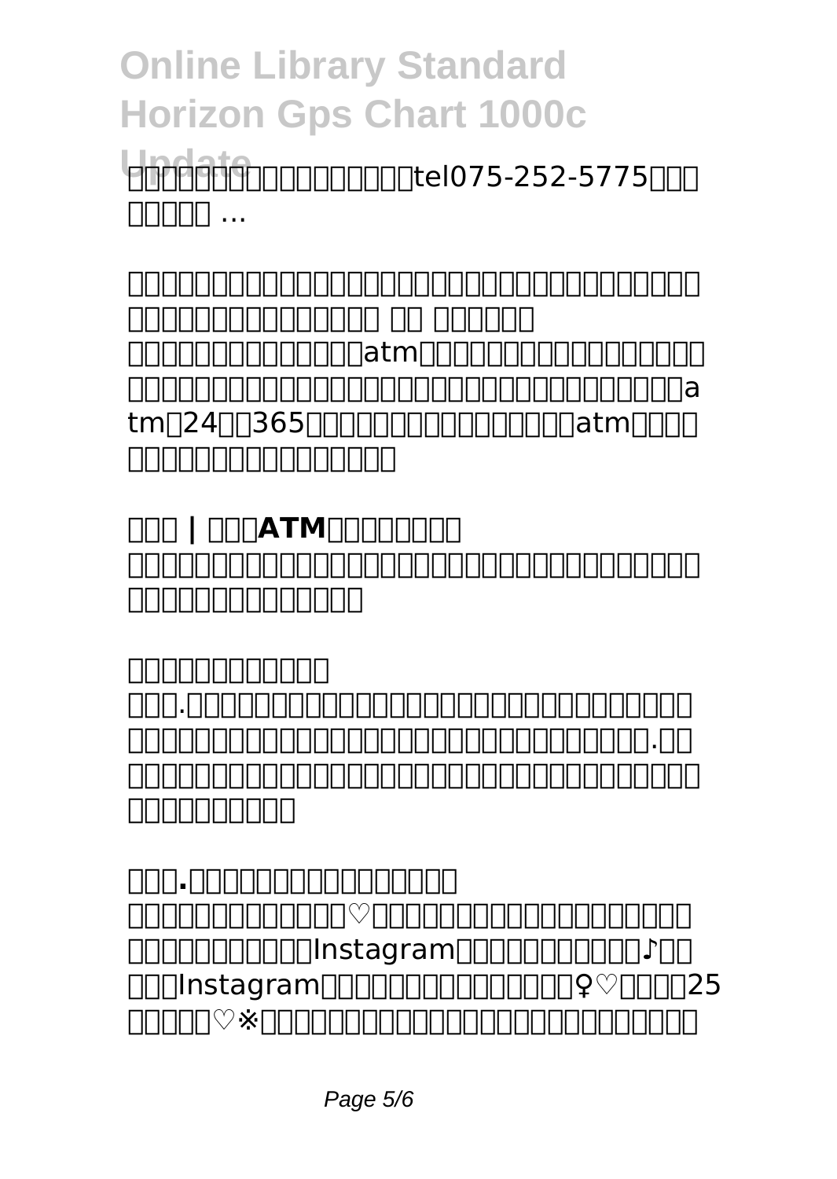□□□□□□□□□□□□□□□□□□tel075-252-5775□□□□□□□□ ...

**□□□□□□□□□□□□□□□□□□□□□□□□□□□□□□□□□□□□□□□□□□□□□□ □□ □□□□□□**

□□□□□□□□□□□□□□atm□□□□□□□□□□□□□□□□□□□□□□□□□□□□□□□□□□□□□□□□□□□□□□□□□□□□atm□24□□365□□□□□□□□□□□□□□□□atm□□□□□□□□□□□□□□□□□□□

**□□□ | □□□ATM□□□□□□□□**

□□□□□□□□□□□□□□□□□□□□□□□□□□□□□□□□□□□□□□□□□□□□□□□□

**□□□□□□□□□□□□**

□□□.□□□□□□□□□□□□□□□□□□□□□□□□□□□□□□□□□□□□□□□□□□□□□□□□□□□□□□□□□.□□□□□□□□□□□□□□□□□□□□□□□□□□□□□□□□□□□□□□□□□□□

**□□□.□□□□□□□□□□□□□□□□□**

□□□□□□□□□□□□□□♡□□□□□□□□□□□□□□□□□□□□□□□□□□□□□□□□□Instagram□□□□□□□□□□□□♪□□□□□Instagram□□□□□□□□□□□□□□□♀♡□□□□25□□□□□♡※□□□□□□□□□□□□□□□□□□□□□□□□□□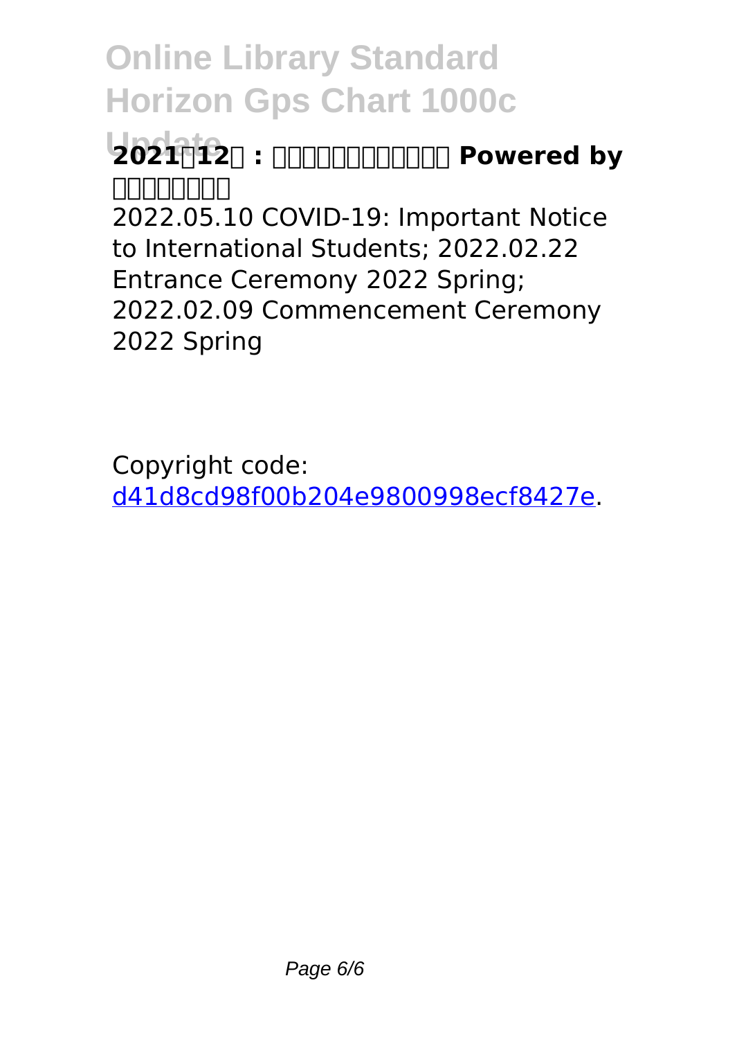**2021年12月 : □□□□□□□□□□□□□ Powered by □□□□□□□□**

2022.05.10 COVID-19: Important Notice to International Students; 2022.02.22 Entrance Ceremony 2022 Spring; 2022.02.09 Commencement Ceremony 2022 Spring

Copyright code: d41d8cd98f00b204e9800998ecf8427e.